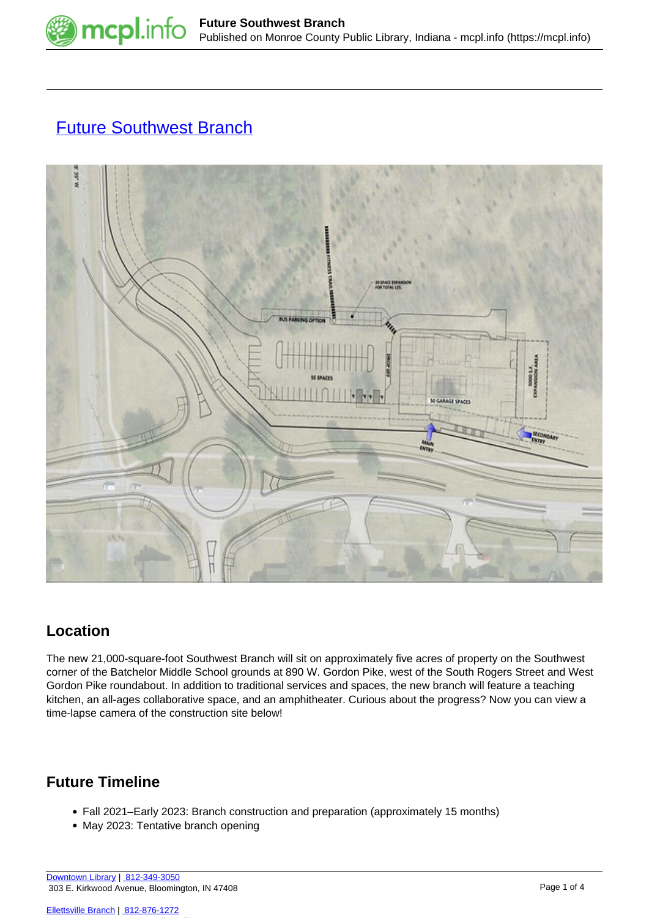# Future Southwest Branch

## Location

The new 21,000-square-foot Southwest Branch will sit on approximately five acres of property on the Southwest corner of the Batchelor Middle School grounds at 890 W. Gordon Pike, west of the South Rogers Street and West Gordon Pike roundabout. In addition to traditional services and spaces, the new branch will feature a teaching kitchen, an all-ages collaborative space, and an amphitheater. Curious about the progress? Now you can view a time-lapse camera of the construction site below!

## Future Timeline

- Fall 2021–Early 2023: Branch construction and preparation (approximately 15 months)
- May 2023: Tentative branch opening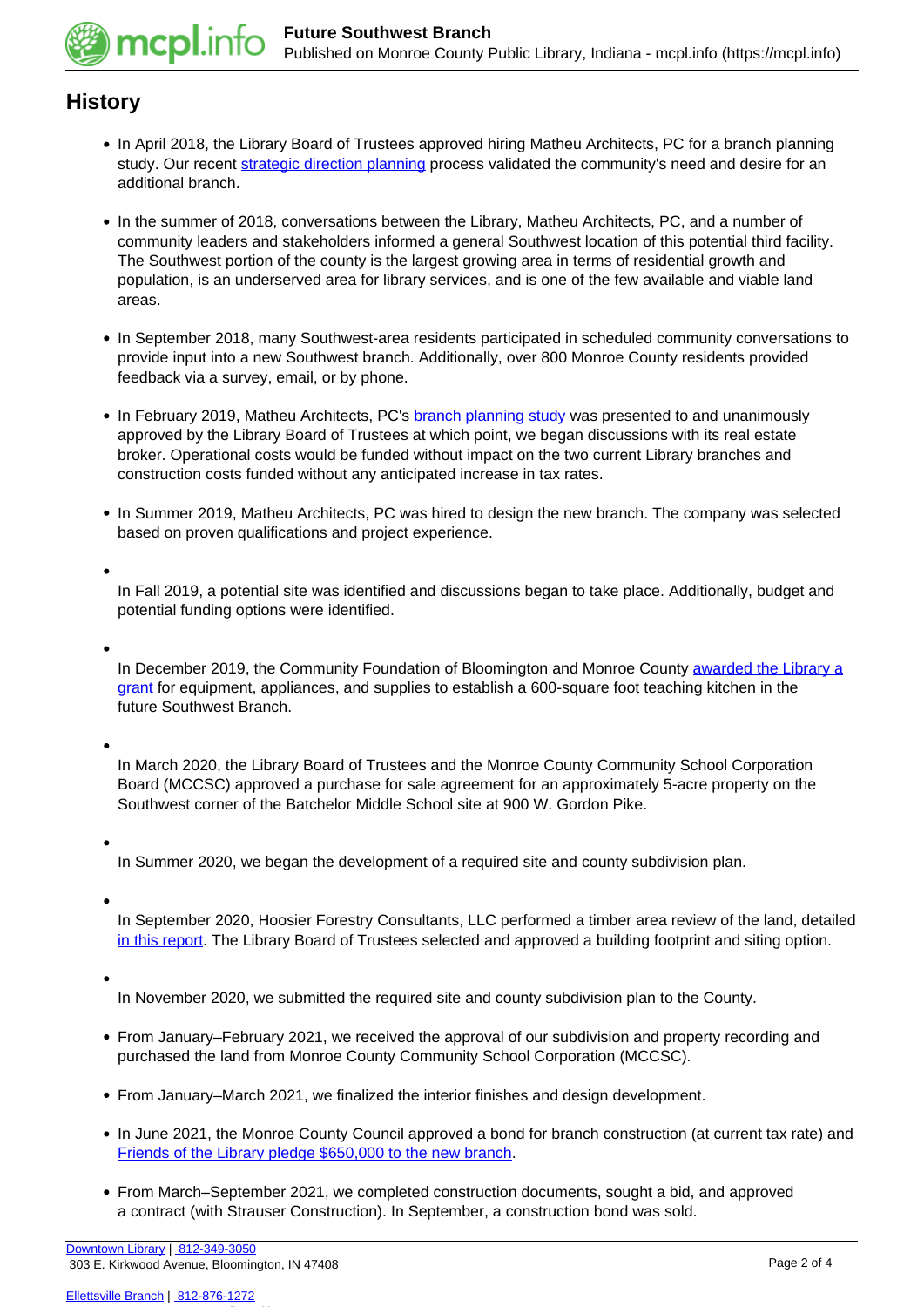## History

- In April 2018, the Library Board of Trustees approved hiring Matheu Architects, PC for a branch planning study. Our recent strategic direction planning process validated the community's need and desire for an additional branch.
- In the summer of 2018, conversations between the Library, Matheu Architects, PC, and a number of community leaders and stakeholders informed a general Southwest location of this potential third facility. The Southwest portion of the county is the largest growing area in terms of residential growth and population, is an underserved area for library services, and is one of the few available and viable land areas.
- In September 2018, many Southwest-area residents participated in scheduled community conversations to provide input into a new Southwest branch. Additionally, over 800 Monroe County residents provided feedback via a survey, email, or by phone.
- In February 2019, Matheu Architects, PC's branch planning study was presented to and unanimously approved by the Library Board of Trustees at which point, we began discussions with its real estate broker. Operational costs would be funded without impact on the two current Library branches and construction costs funded without any anticipated increase in tax rates.
- In Summer 2019, Matheu Architects, PC was hired to design the new branch. The company was selected based on proven qualifications and project experience.
- In Fall 2019, a potential site was identified and discussions began to take place. Additionally, budget and potential funding options were identified.
- In December 2019, the Community Foundation of Bloomington and Monroe County awarded the Library a grant for equipment, appliances, and supplies to establish a 600-square foot teaching kitchen in the future Southwest Branch.
- In March 2020, the Library Board of Trustees and the Monroe County Community School Corporation Board (MCCSC) approved a purchase for sale agreement for an approximately 5-acre property on the Southwest corner of the Batchelor Middle School site at 900 W. Gordon Pike.
- In Summer 2020, we began the development of a required site and county subdivision plan.
- In September 2020, Hoosier Forestry Consultants, LLC performed a timber area review of the land, detailed in this report. The Library Board of Trustees selected and approved a building footprint and siting option.
- In November 2020, we submitted the required site and county subdivision plan to the County.
- From January–February 2021, we received the approval of our subdivision and property recording and purchased the land from Monroe County Community School Corporation (MCCSC).
- From January–March 2021, we finalized the interior finishes and design development.
- In June 2021, the Monroe County Council approved a bond for branch construction (at current tax rate) and Friends of the Library pledge $650,000 to the new branch.
- From March–September 2021, we completed construction documents, sought a bid, and approved a contract (with Strauser Construction). In September, a construction bond was sold.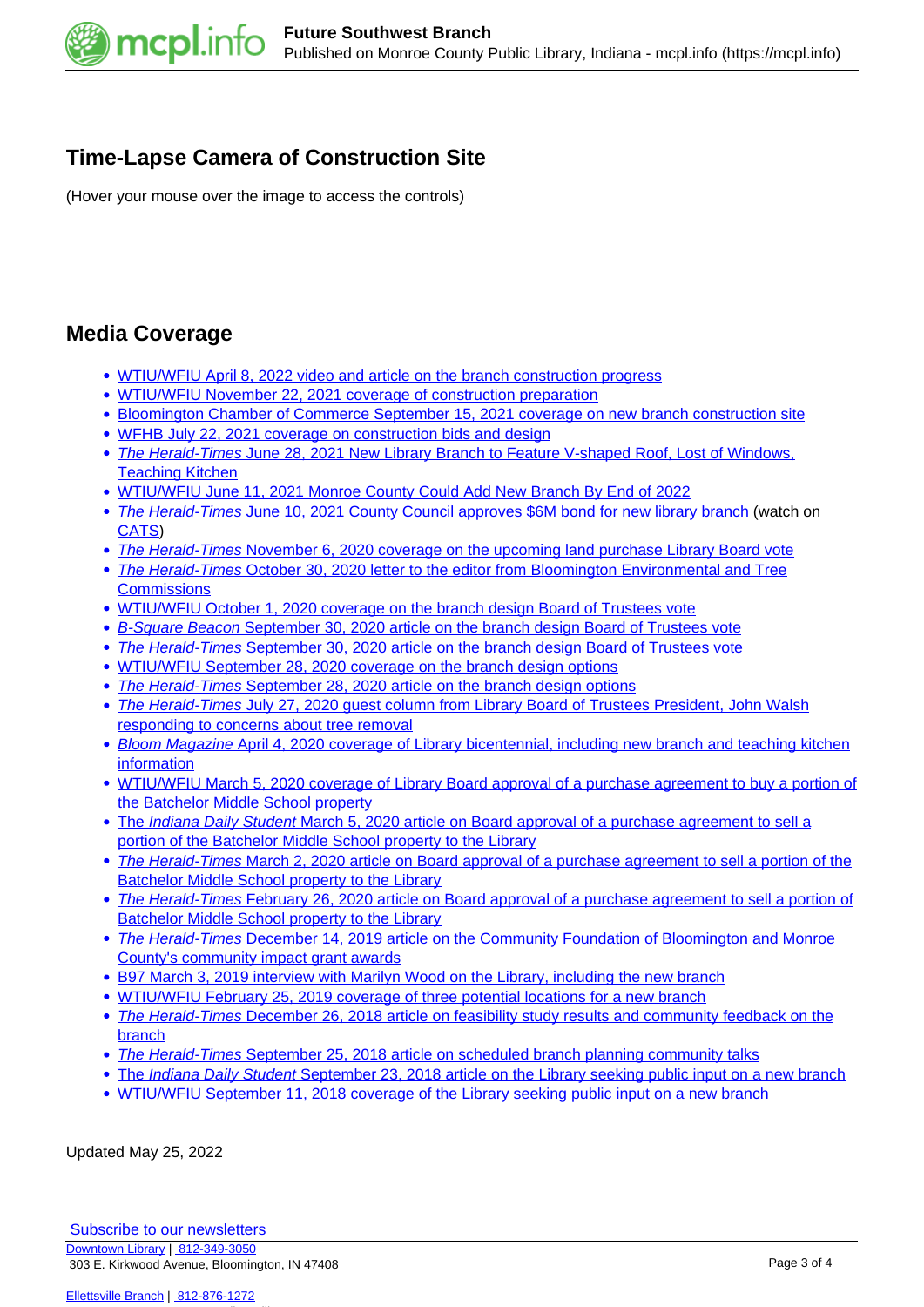## Time-Lapse Camera of Construction Site

(Hover your mouse over the image to access the controls)

## Media Coverage

- WTIU/WFIU April 8, 2022 video and article on the branch construction progress
- WTIU/WFIU November 22, 2021 coverage of construction preparation
- Bloomington Chamber of Commerce September 15, 2021 coverage on new branch construction site
- WFHB July 22, 2021 coverage on construction bids and design
- *The Herald-Times* June 28, 2021 New Library Branch to Feature V-shaped Roof, Lost of Windows, Teaching Kitchen
- WTIU/WFIU June 11, 2021 Monroe County Could Add New Branch By End of 2022
- *The Herald-Times* June 10, 2021 County Council approves $6M bond for new library branch (watch on CATS)
- *The Herald-Times* November 6, 2020 coverage on the upcoming land purchase Library Board vote
- *The Herald-Times* October 30, 2020 letter to the editor from Bloomington Environmental and Tree Commissions
- WTIU/WFIU October 1, 2020 coverage on the branch design Board of Trustees vote
- *B-Square Beacon* September 30, 2020 article on the branch design Board of Trustees vote
- *The Herald-Times* September 30, 2020 article on the branch design Board of Trustees vote
- WTIU/WFIU September 28, 2020 coverage on the branch design options
- *The Herald-Times* September 28, 2020 article on the branch design options
- *The Herald-Times* July 27, 2020 guest column from Library Board of Trustees President, John Walsh responding to concerns about tree removal
- *Bloom Magazine* April 4, 2020 coverage of Library bicentennial, including new branch and teaching kitchen information
- WTIU/WFIU March 5, 2020 coverage of Library Board approval of a purchase agreement to buy a portion of the Batchelor Middle School property
- The *Indiana Daily Student* March 5, 2020 article on Board approval of a purchase agreement to sell a portion of the Batchelor Middle School property to the Library
- *The Herald-Times* March 2, 2020 article on Board approval of a purchase agreement to sell a portion of the Batchelor Middle School property to the Library
- *The Herald-Times* February 26, 2020 article on Board approval of a purchase agreement to sell a portion of Batchelor Middle School property to the Library
- *The Herald-Times* December 14, 2019 article on the Community Foundation of Bloomington and Monroe County's community impact grant awards
- B97 March 3, 2019 interview with Marilyn Wood on the Library, including the new branch
- WTIU/WFIU February 25, 2019 coverage of three potential locations for a new branch
- *The Herald-Times* December 26, 2018 article on feasibility study results and community feedback on the branch
- *The Herald-Times* September 25, 2018 article on scheduled branch planning community talks
- The *Indiana Daily Student* September 23, 2018 article on the Library seeking public input on a new branch
- WTIU/WFIU September 11, 2018 coverage of the Library seeking public input on a new branch

Updated May 25, 2022

Subscribe to our newsletters

Downtown Library | 812-349-3050
303 E. Kirkwood Avenue, Bloomington, IN 47408

Ellettsville Branch | 812-876-1272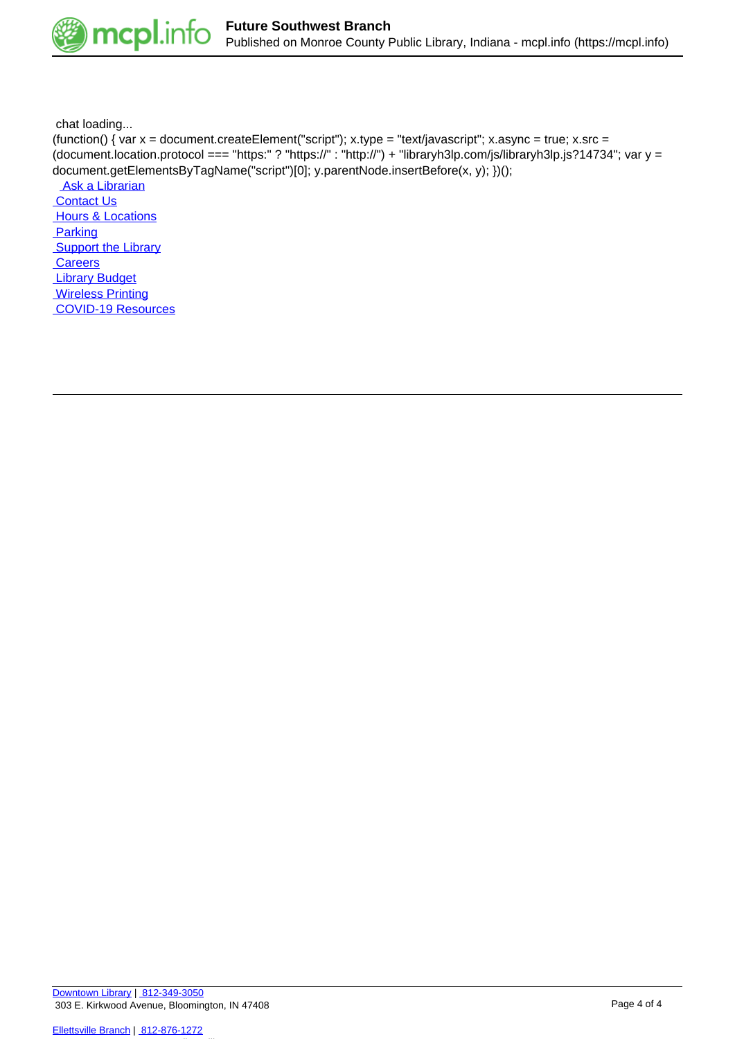chat loading...

```
(function() { var x = document.createElement("script"); x.type = "text/javascript"; x.async = true; x.src = (document.location.protocol === "https:" ? "https://" : "http://") + "libraryh3lp.com/js/libraryh3lp.js?14734"; var y = document.getElementsByTagName("script")[0]; y.parentNode.insertBefore(x, y); })();
```

Ask a Librarian
Contact Us
Hours & Locations
Parking
Support the Library
Careers
Library Budget
Wireless Printing
COVID-19 Resources

Downtown Library | 812-349-3050
303 E. Kirkwood Avenue, Bloomington, IN 47408

Ellettsville Branch | 812-876-1272